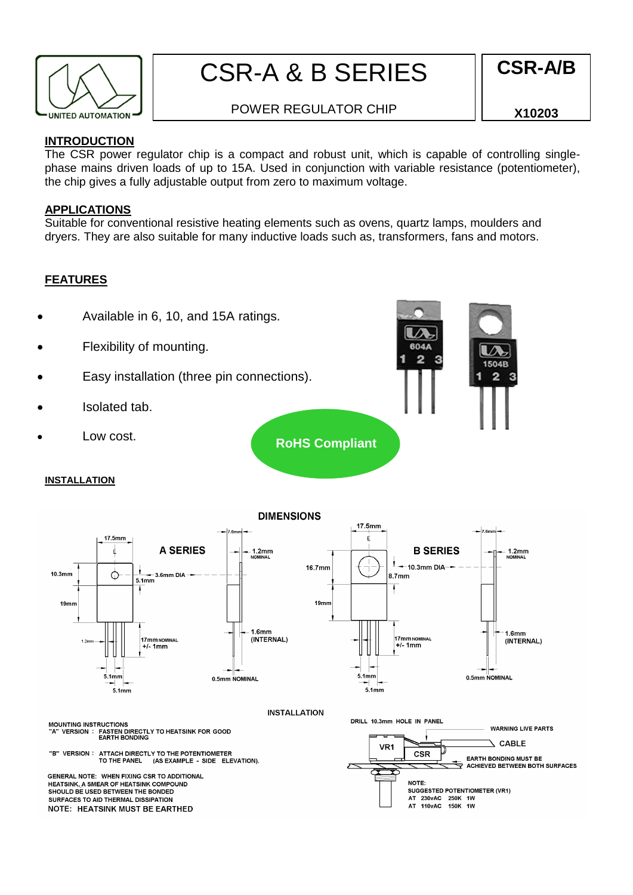# CSR-A & B SERIES

POWER REGULATOR CHIP

**CSR-A/B**

**X10203**

## INTRODUCTION

The CSR power regulator chip is a compact and robust unit, which is capable of controlling single-phase mains driven loads of up to 15A. Used in conjunction with variable resistance (potentiometer), the chip gives a fully adjustable output from zero to maximum voltage.

## APPLICATIONS

Suitable for conventional resistive heating elements such as ovens, quartz lamps, moulders and dryers. They are also suitable for many inductive loads such as, transformers, fans and motors.

## FEATURES

- Available in 6, 10, and 15A ratings.
- Flexibility of mounting.
- Easy installation (three pin connections).
- Isolated tab.
- Low cost.

**RoHS Compliant**

## INSTALLATION

**DIMENSIONS**

**A SERIES**: 17.5mm; 10.3mm; 19mm; 3.6mm DIA; 5.1mm; 7.6mm; 1.2mm NOMINAL; 1.6mm (INTERNAL); 17mm NOMINAL +/- 1mm; 1.2mm; 5.1mm; 5.1mm; 0.5mm NOMINAL

**B SERIES**: 17.5mm; 16.7mm; 19mm; 10.3mm DIA; 8.7mm; 7.6mm; 1.2mm NOMINAL; 1.6mm (INTERNAL); 17mm NOMINAL +/- 1mm; 5.1mm; 5.1mm; 0.5mm NOMINAL

INSTALLATION

MOUNTING INSTRUCTIONS

"A" VERSION : FASTEN DIRECTLY TO HEATSINK FOR GOOD EARTH BONDING

"B" VERSION : ATTACH DIRECTLY TO THE POTENTIOMETER TO THE PANEL (AS EXAMPLE - SIDE ELEVATION).

GENERAL NOTE: WHEN FIXING CSR TO ADDITIONAL HEATSINK, A SMEAR OF HEATSINK COMPOUND SHOULD BE USED BETWEEN THE BONDED SURFACES TO AID THERMAL DISSIPATION

NOTE: HEATSINK MUST BE EARTHED

DRILL 10.3mm HOLE IN PANEL

VR1 — CSR — CABLE

WARNING LIVE PARTS

EARTH BONDING MUST BE ACHIEVED BETWEEN BOTH SURFACES

NOTE:
SUGGESTED POTENTIOMETER (VR1)
AT 230vAC 250K 1W
AT 110vAC 150K 1W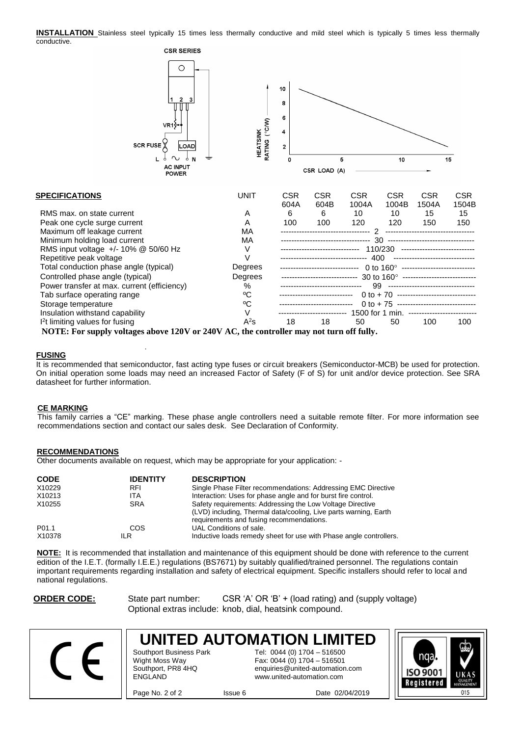**INSTALLATION** Stainless steel typically 15 times less thermally conductive and mild steel which is typically 5 times less thermally conductive.

CSR SERIES

VR1

SCR FUSE

LOAD

L N

AC INPUT POWER

HEATSINK RATING (°C/W)

10
8
6
4
2
0

0 5 10 15

CSR LOAD (A)

| SPECIFICATIONS | UNIT | CSR 604A | CSR 604B | CSR 1004A | CSR 1004B | CSR 1504A | CSR 1504B |
|---|---|---|---|---|---|---|---|
| RMS max. on state current | A | 6 | 6 | 10 | 10 | 15 | 15 |
| Peak one cycle surge current | A | 100 | 100 | 120 | 120 | 150 | 150 |
| Maximum off leakage current | MA | 2 | | | | | |
| Minimum holding load current | MA | 30 | | | | | |
| RMS input voltage +/- 10% @ 50/60 Hz | V | 110/230 | | | | | |
| Repetitive peak voltage | V | 400 | | | | | |
| Total conduction phase angle (typical) | Degrees | 0 to 160° | | | | | |
| Controlled phase angle (typical) | Degrees | 30 to 160° | | | | | |
| Power transfer at max. current (efficiency) | % | 99 | | | | | |
| Tab surface operating range | ºC | 0 to + 70 | | | | | |
| Storage temperature | ºC | 0 to + 75 | | | | | |
| Insulation withstand capability | V | 1500 for 1 min. | | | | | |
| $I^2t$ limiting values for fusing | $A^2s$ | 18 | 18 | 50 | 50 | 100 | 100 |

**NOTE: For supply voltages above 120V or 240V AC, the controller may not turn off fully.**

## FUSING

It is recommended that semiconductor, fast acting type fuses or circuit breakers (Semiconductor-MCB) be used for protection. On initial operation some loads may need an increased Factor of Safety (F of S) for unit and/or device protection. See SRA datasheet for further information.

## CE MARKING

This family carries a "CE" marking. These phase angle controllers need a suitable remote filter. For more information see recommendations section and contact our sales desk. See Declaration of Conformity.

## RECOMMENDATIONS

Other documents available on request, which may be appropriate for your application: -

| CODE | IDENTITY | DESCRIPTION |
|---|---|---|
| X10229 | RFI | Single Phase Filter recommendations: Addressing EMC Directive |
| X10213 | ITA | Interaction: Uses for phase angle and for burst fire control. |
| X10255 | SRA | Safety requirements: Addressing the Low Voltage Directive (LVD) including, Thermal data/cooling, Live parts warning, Earth requirements and fusing recommendations. |
| P01.1 | COS | UAL Conditions of sale. |
| X10378 | ILR | Inductive loads remedy sheet for use with Phase angle controllers. |

**NOTE:** It is recommended that installation and maintenance of this equipment should be done with reference to the current edition of the I.E.T. (formally I.E.E.) regulations (BS7671) by suitably qualified/trained personnel. The regulations contain important requirements regarding installation and safety of electrical equipment. Specific installers should refer to local and national regulations.

**ORDER CODE:** State part number: CSR 'A' OR 'B' + (load rating) and (supply voltage)
Optional extras include: knob, dial, heatsink compound.

**UNITED AUTOMATION LIMITED**

Southport Business Park
Wight Moss Way
Southport, PR8 4HQ
ENGLAND

Tel: 0044 (0) 1704 – 516500
Fax: 0044 (0) 1704 – 516501
enquiries@united-automation.com
www.united-automation.com

Issue 6 Date 02/04/2019